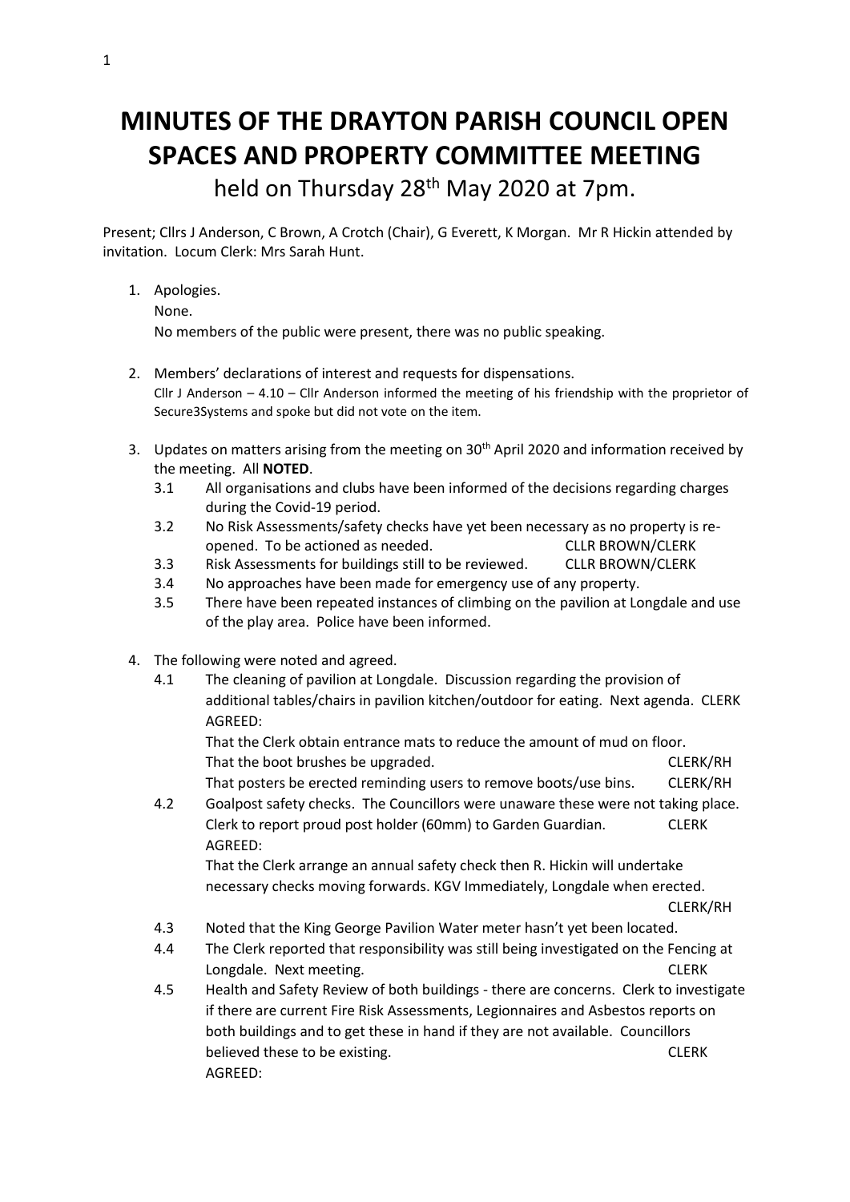# MINUTES OF THE DRAYTON PARISH COUNCIL OPEN SPACES AND PROPERTY COMMITTEE MEETING

held on Thursday 28th May 2020 at 7pm.

Present; Cllrs J Anderson, C Brown, A Crotch (Chair), G Everett, K Morgan. Mr R Hickin attended by invitation. Locum Clerk: Mrs Sarah Hunt.

1. Apologies.
   None.
   No members of the public were present, there was no public speaking.

2. Members' declarations of interest and requests for dispensations.
   Cllr J Anderson – 4.10 – Cllr Anderson informed the meeting of his friendship with the proprietor of Secure3Systems and spoke but did not vote on the item.

3. Updates on matters arising from the meeting on 30th April 2020 and information received by the meeting. All **NOTED**.
   - 3.1 All organisations and clubs have been informed of the decisions regarding charges during the Covid-19 period.
   - 3.2 No Risk Assessments/safety checks have yet been necessary as no property is re-opened. To be actioned as needed. CLLR BROWN/CLERK
   - 3.3 Risk Assessments for buildings still to be reviewed. CLLR BROWN/CLERK
   - 3.4 No approaches have been made for emergency use of any property.
   - 3.5 There have been repeated instances of climbing on the pavilion at Longdale and use of the play area. Police have been informed.

4. The following were noted and agreed.
   - 4.1 The cleaning of pavilion at Longdale. Discussion regarding the provision of additional tables/chairs in pavilion kitchen/outdoor for eating. Next agenda. CLERK
     AGREED:
     That the Clerk obtain entrance mats to reduce the amount of mud on floor.
     That the boot brushes be upgraded. CLERK/RH
     That posters be erected reminding users to remove boots/use bins. CLERK/RH
   - 4.2 Goalpost safety checks. The Councillors were unaware these were not taking place. Clerk to report proud post holder (60mm) to Garden Guardian. CLERK
     AGREED:
     That the Clerk arrange an annual safety check then R. Hickin will undertake necessary checks moving forwards. KGV Immediately, Longdale when erected. CLERK/RH
   - 4.3 Noted that the King George Pavilion Water meter hasn't yet been located.
   - 4.4 The Clerk reported that responsibility was still being investigated on the Fencing at Longdale. Next meeting. CLERK
   - 4.5 Health and Safety Review of both buildings - there are concerns. Clerk to investigate if there are current Fire Risk Assessments, Legionnaires and Asbestos reports on both buildings and to get these in hand if they are not available. Councillors believed these to be existing. CLERK
     AGREED: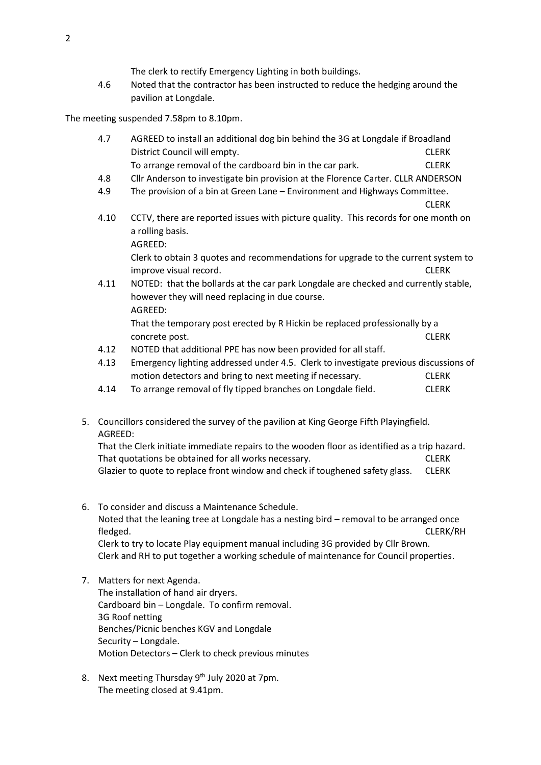The clerk to rectify Emergency Lighting in both buildings.

4.6 Noted that the contractor has been instructed to reduce the hedging around the pavilion at Longdale.

The meeting suspended 7.58pm to 8.10pm.

4.7 AGREED to install an additional dog bin behind the 3G at Longdale if Broadland District Council will empty. CLERK
To arrange removal of the cardboard bin in the car park. CLERK

4.8 Cllr Anderson to investigate bin provision at the Florence Carter. CLLR ANDERSON

4.9 The provision of a bin at Green Lane – Environment and Highways Committee. CLERK

4.10 CCTV, there are reported issues with picture quality. This records for one month on a rolling basis.
AGREED:
Clerk to obtain 3 quotes and recommendations for upgrade to the current system to improve visual record. CLERK

4.11 NOTED: that the bollards at the car park Longdale are checked and currently stable, however they will need replacing in due course.
AGREED:
That the temporary post erected by R Hickin be replaced professionally by a concrete post. CLERK

4.12 NOTED that additional PPE has now been provided for all staff.

4.13 Emergency lighting addressed under 4.5. Clerk to investigate previous discussions of motion detectors and bring to next meeting if necessary. CLERK

4.14 To arrange removal of fly tipped branches on Longdale field. CLERK

5. Councillors considered the survey of the pavilion at King George Fifth Playingfield.
AGREED:
That the Clerk initiate immediate repairs to the wooden floor as identified as a trip hazard.
That quotations be obtained for all works necessary. CLERK
Glazier to quote to replace front window and check if toughened safety glass. CLERK

6. To consider and discuss a Maintenance Schedule.
Noted that the leaning tree at Longdale has a nesting bird – removal to be arranged once fledged. CLERK/RH
Clerk to try to locate Play equipment manual including 3G provided by Cllr Brown.
Clerk and RH to put together a working schedule of maintenance for Council properties.

7. Matters for next Agenda.
The installation of hand air dryers.
Cardboard bin – Longdale. To confirm removal.
3G Roof netting
Benches/Picnic benches KGV and Longdale
Security – Longdale.
Motion Detectors – Clerk to check previous minutes

8. Next meeting Thursday 9th July 2020 at 7pm.
The meeting closed at 9.41pm.